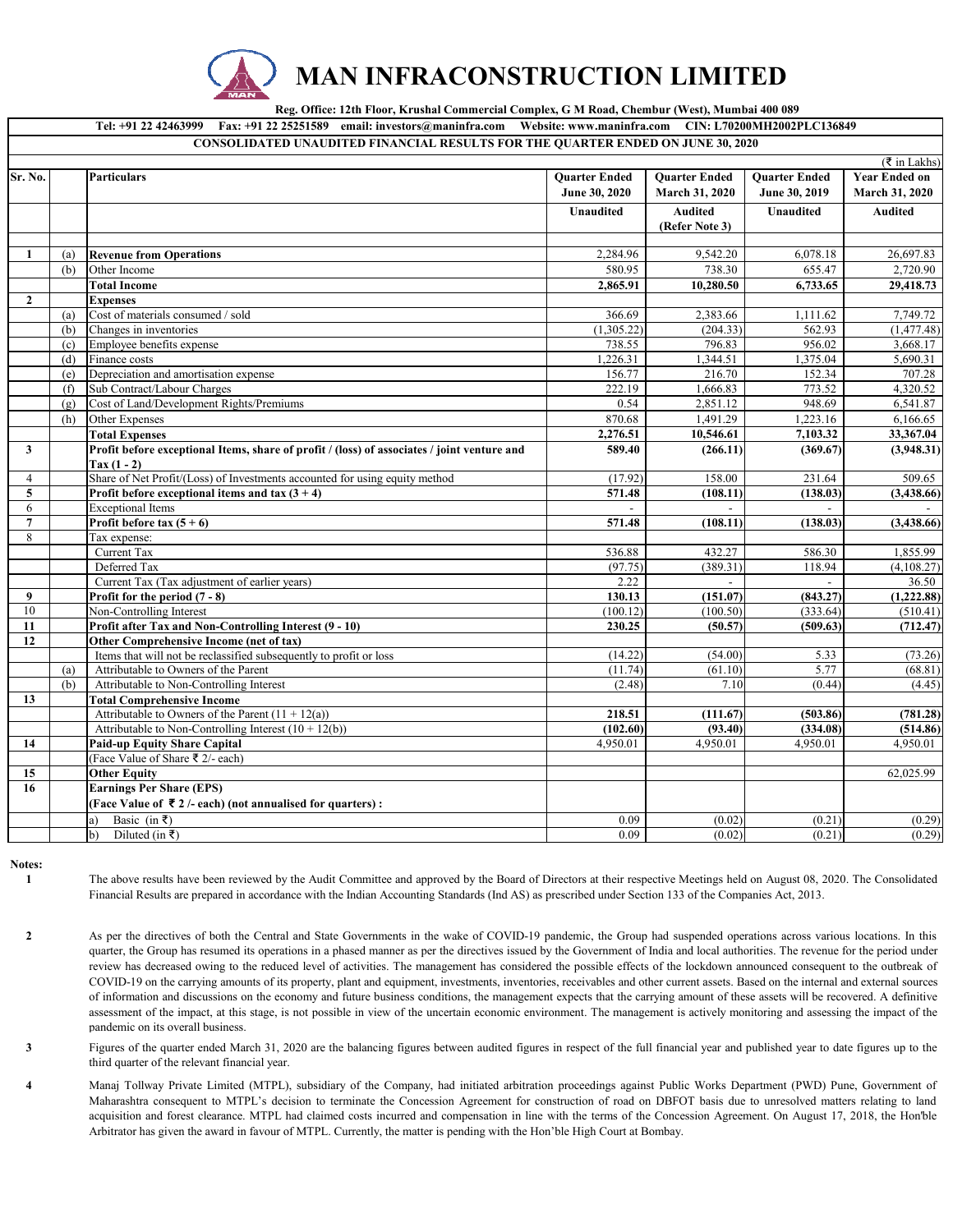# MAN INFRACONSTRUCTION LIMITED

**Reg. Office: 12th Floor, Krushal Commercial Complex, G M Road, Chembur (West), Mumbai 400 089**

**Tel: +91 22 42463999 Fax: +91 22 25251589 email: investors@maninfra.com Website: www.maninfra.com CIN: L70200MH2002PLC136849**

**CONSOLIDATED UNAUDITED FINANCIAL RESULTS FOR THE QUARTER ENDED ON JUNE 30, 2020**

(₹ in Lakhs)

| Sr. No. | | Particulars | Quarter Ended June 30, 2020 | Quarter Ended March 31, 2020 | Quarter Ended June 30, 2019 | Year Ended on March 31, 2020 |
|---|---|---|---|---|---|---|
| | | | Unaudited | Audited (Refer Note 3) | Unaudited | Audited |
| **1** | (a) | **Revenue from Operations** | 2,284.96 | 9,542.20 | 6,078.18 | 26,697.83 |
| | (b) | Other Income | 580.95 | 738.30 | 655.47 | 2,720.90 |
| | | **Total Income** | **2,865.91** | **10,280.50** | **6,733.65** | **29,418.73** |
| **2** | | **Expenses** | | | | |
| | (a) | Cost of materials consumed / sold | 366.69 | 2,383.66 | 1,111.62 | 7,749.72 |
| | (b) | Changes in inventories | (1,305.22) | (204.33) | 562.93 | (1,477.48) |
| | (c) | Employee benefits expense | 738.55 | 796.83 | 956.02 | 3,668.17 |
| | (d) | Finance costs | 1,226.31 | 1,344.51 | 1,375.04 | 5,690.31 |
| | (e) | Depreciation and amortisation expense | 156.77 | 216.70 | 152.34 | 707.28 |
| | (f) | Sub Contract/Labour Charges | 222.19 | 1,666.83 | 773.52 | 4,320.52 |
| | (g) | Cost of Land/Development Rights/Premiums | 0.54 | 2,851.12 | 948.69 | 6,541.87 |
| | (h) | Other Expenses | 870.68 | 1,491.29 | 1,223.16 | 6,166.65 |
| | | **Total Expenses** | **2,276.51** | **10,546.61** | **7,103.32** | **33,367.04** |
| **3** | | **Profit before exceptional Items, share of profit / (loss) of associates / joint venture and Tax (1 - 2)** | **589.40** | **(266.11)** | **(369.67)** | **(3,948.31)** |
| 4 | | Share of Net Profit/(Loss) of Investments accounted for using equity method | (17.92) | 158.00 | 231.64 | 509.65 |
| **5** | | **Profit before exceptional items and tax (3 + 4)** | **571.48** | **(108.11)** | **(138.03)** | **(3,438.66)** |
| 6 | | Exceptional Items | - | - | - | - |
| **7** | | **Profit before tax (5 + 6)** | **571.48** | **(108.11)** | **(138.03)** | **(3,438.66)** |
| 8 | | Tax expense: | | | | |
| | | Current Tax | 536.88 | 432.27 | 586.30 | 1,855.99 |
| | | Deferred Tax | (97.75) | (389.31) | 118.94 | (4,108.27) |
| | | Current Tax (Tax adjustment of earlier years) | 2.22 | - | - | 36.50 |
| **9** | | **Profit for the period (7 - 8)** | **130.13** | **(151.07)** | **(843.27)** | **(1,222.88)** |
| 10 | | Non-Controlling Interest | (100.12) | (100.50) | (333.64) | (510.41) |
| **11** | | **Profit after Tax and Non-Controlling Interest (9 - 10)** | **230.25** | **(50.57)** | **(509.63)** | **(712.47)** |
| **12** | | **Other Comprehensive Income (net of tax)** | | | | |
| | | Items that will not be reclassified subsequently to profit or loss | (14.22) | (54.00) | 5.33 | (73.26) |
| | (a) | Attributable to Owners of the Parent | (11.74) | (61.10) | 5.77 | (68.81) |
| | (b) | Attributable to Non-Controlling Interest | (2.48) | 7.10 | (0.44) | (4.45) |
| **13** | | **Total Comprehensive Income** | | | | |
| | | Attributable to Owners of the Parent (11 + 12(a)) | **218.51** | **(111.67)** | **(503.86)** | **(781.28)** |
| | | Attributable to Non-Controlling Interest (10 + 12(b)) | **(102.60)** | **(93.40)** | **(334.08)** | **(514.86)** |
| **14** | | **Paid-up Equity Share Capital** | 4,950.01 | 4,950.01 | 4,950.01 | 4,950.01 |
| | | (Face Value of Share ₹ 2/- each) | | | | |
| **15** | | **Other Equity** | | | | 62,025.99 |
| **16** | | **Earnings Per Share (EPS)** | | | | |
| | | **(Face Value of ₹ 2 /- each) (not annualised for quarters) :** | | | | |
| | | a) Basic (in ₹) | 0.09 | (0.02) | (0.21) | (0.29) |
| | | b) Diluted (in ₹) | 0.09 | (0.02) | (0.21) | (0.29) |

**Notes:**

1. The above results have been reviewed by the Audit Committee and approved by the Board of Directors at their respective Meetings held on August 08, 2020. The Consolidated Financial Results are prepared in accordance with the Indian Accounting Standards (Ind AS) as prescribed under Section 133 of the Companies Act, 2013.

2. As per the directives of both the Central and State Governments in the wake of COVID-19 pandemic, the Group had suspended operations across various locations. In this quarter, the Group has resumed its operations in a phased manner as per the directives issued by the Government of India and local authorities. The revenue for the period under review has decreased owing to the reduced level of activities. The management has considered the possible effects of the lockdown announced consequent to the outbreak of COVID-19 on the carrying amounts of its property, plant and equipment, investments, inventories, receivables and other current assets. Based on the internal and external sources of information and discussions on the economy and future business conditions, the management expects that the carrying amount of these assets will be recovered. A definitive assessment of the impact, at this stage, is not possible in view of the uncertain economic environment. The management is actively monitoring and assessing the impact of the pandemic on its overall business.

3. Figures of the quarter ended March 31, 2020 are the balancing figures between audited figures in respect of the full financial year and published year to date figures up to the third quarter of the relevant financial year.

4. Manaj Tollway Private Limited (MTPL), subsidiary of the Company, had initiated arbitration proceedings against Public Works Department (PWD) Pune, Government of Maharashtra consequent to MTPL's decision to terminate the Concession Agreement for construction of road on DBFOT basis due to unresolved matters relating to land acquisition and forest clearance. MTPL had claimed costs incurred and compensation in line with the terms of the Concession Agreement. On August 17, 2018, the Hon'ble Arbitrator has given the award in favour of MTPL. Currently, the matter is pending with the Hon'ble High Court at Bombay.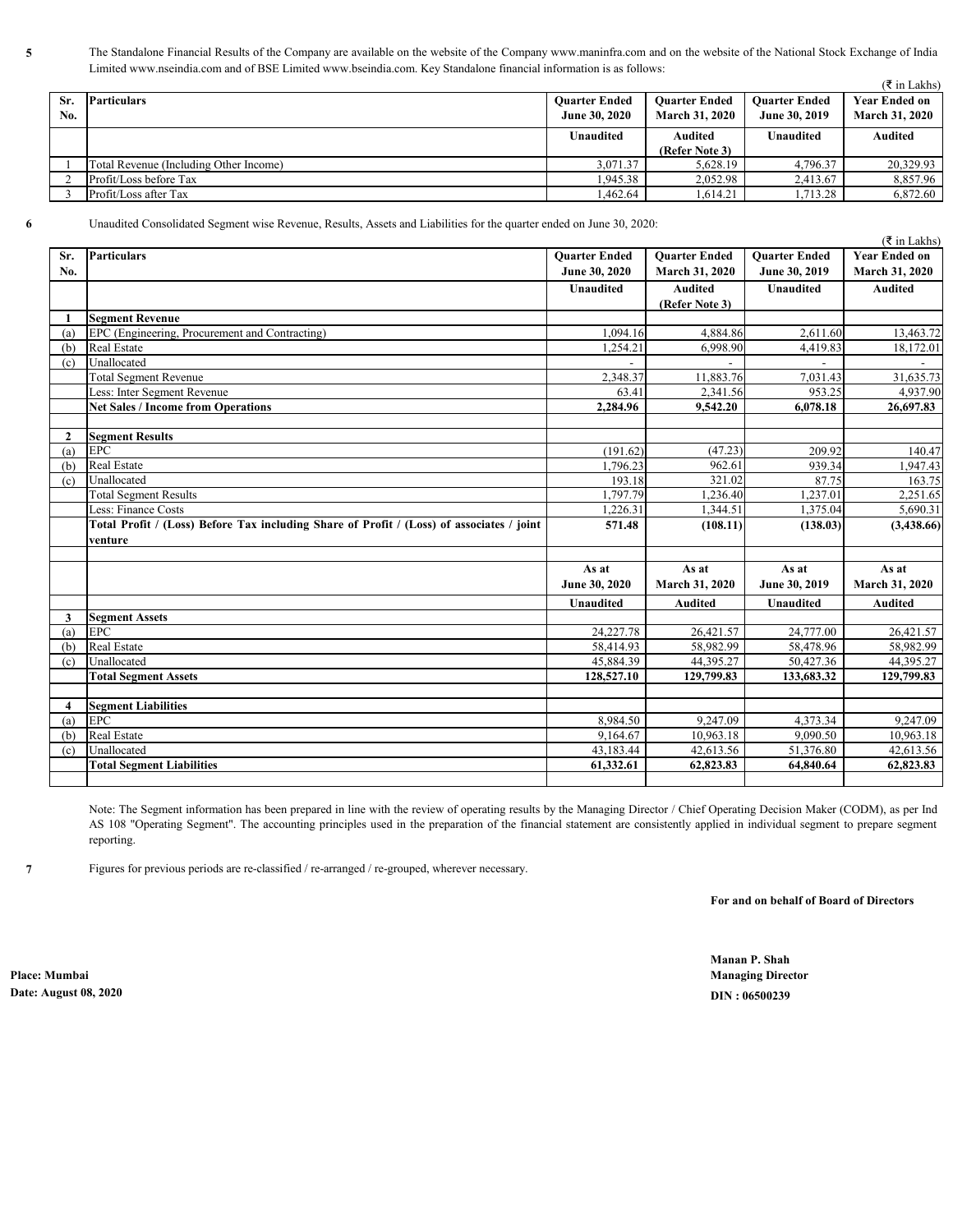5 The Standalone Financial Results of the Company are available on the website of the Company www.maninfra.com and on the website of the National Stock Exchange of India Limited www.nseindia.com and of BSE Limited www.bseindia.com. Key Standalone financial information is as follows:

(₹ in Lakhs)

| Sr. No. | Particulars | Quarter Ended June 30, 2020 | Quarter Ended March 31, 2020 | Quarter Ended June 30, 2019 | Year Ended on March 31, 2020 |
|---|---|---|---|---|---|
| | | Unaudited | Audited (Refer Note 3) | Unaudited | Audited |
| 1 | Total Revenue (Including Other Income) | 3,071.37 | 5,628.19 | 4,796.37 | 20,329.93 |
| 2 | Profit/Loss before Tax | 1,945.38 | 2,052.98 | 2,413.67 | 8,857.96 |
| 3 | Profit/Loss after Tax | 1,462.64 | 1,614.21 | 1,713.28 | 6,872.60 |

6 Unaudited Consolidated Segment wise Revenue, Results, Assets and Liabilities for the quarter ended on June 30, 2020:

(₹ in Lakhs)

| Sr. No. | Particulars | Quarter Ended June 30, 2020 | Quarter Ended March 31, 2020 | Quarter Ended June 30, 2019 | Year Ended on March 31, 2020 |
|---|---|---|---|---|---|
| | | Unaudited | Audited (Refer Note 3) | Unaudited | Audited |
| **1** | **Segment Revenue** | | | | |
| (a) | EPC (Engineering, Procurement and Contracting) | 1,094.16 | 4,884.86 | 2,611.60 | 13,463.72 |
| (b) | Real Estate | 1,254.21 | 6,998.90 | 4,419.83 | 18,172.01 |
| (c) | Unallocated | - | - | - | - |
| | Total Segment Revenue | 2,348.37 | 11,883.76 | 7,031.43 | 31,635.73 |
| | Less: Inter Segment Revenue | 63.41 | 2,341.56 | 953.25 | 4,937.90 |
| | **Net Sales / Income from Operations** | **2,284.96** | **9,542.20** | **6,078.18** | **26,697.83** |
| | | | | | |
| **2** | **Segment Results** | | | | |
| (a) | EPC | (191.62) | (47.23) | 209.92 | 140.47 |
| (b) | Real Estate | 1,796.23 | 962.61 | 939.34 | 1,947.43 |
| (c) | Unallocated | 193.18 | 321.02 | 87.75 | 163.75 |
| | Total Segment Results | 1,797.79 | 1,236.40 | 1,237.01 | 2,251.65 |
| | Less: Finance Costs | 1,226.31 | 1,344.51 | 1,375.04 | 5,690.31 |
| | **Total Profit / (Loss) Before Tax including Share of Profit / (Loss) of associates / joint venture** | **571.48** | **(108.11)** | **(138.03)** | **(3,438.66)** |
| | | | | | |
| | | As at June 30, 2020 | As at March 31, 2020 | As at June 30, 2019 | As at March 31, 2020 |
| | | Unaudited | Audited | Unaudited | Audited |
| **3** | **Segment Assets** | | | | |
| (a) | EPC | 24,227.78 | 26,421.57 | 24,777.00 | 26,421.57 |
| (b) | Real Estate | 58,414.93 | 58,982.99 | 58,478.96 | 58,982.99 |
| (c) | Unallocated | 45,884.39 | 44,395.27 | 50,427.36 | 44,395.27 |
| | **Total Segment Assets** | **128,527.10** | **129,799.83** | **133,683.32** | **129,799.83** |
| | | | | | |
| **4** | **Segment Liabilities** | | | | |
| (a) | EPC | 8,984.50 | 9,247.09 | 4,373.34 | 9,247.09 |
| (b) | Real Estate | 9,164.67 | 10,963.18 | 9,090.50 | 10,963.18 |
| (c) | Unallocated | 43,183.44 | 42,613.56 | 51,376.80 | 42,613.56 |
| | **Total Segment Liabilities** | **61,332.61** | **62,823.83** | **64,840.64** | **62,823.83** |

Note: The Segment information has been prepared in line with the review of operating results by the Managing Director / Chief Operating Decision Maker (CODM), as per Ind AS 108 "Operating Segment". The accounting principles used in the preparation of the financial statement are consistently applied in individual segment to prepare segment reporting.

7 Figures for previous periods are re-classified / re-arranged / re-grouped, wherever necessary.

**For and on behalf of Board of Directors**

**Manan P. Shah**
**Managing Director**
**DIN : 06500239**

**Place: Mumbai**
**Date: August 08, 2020**